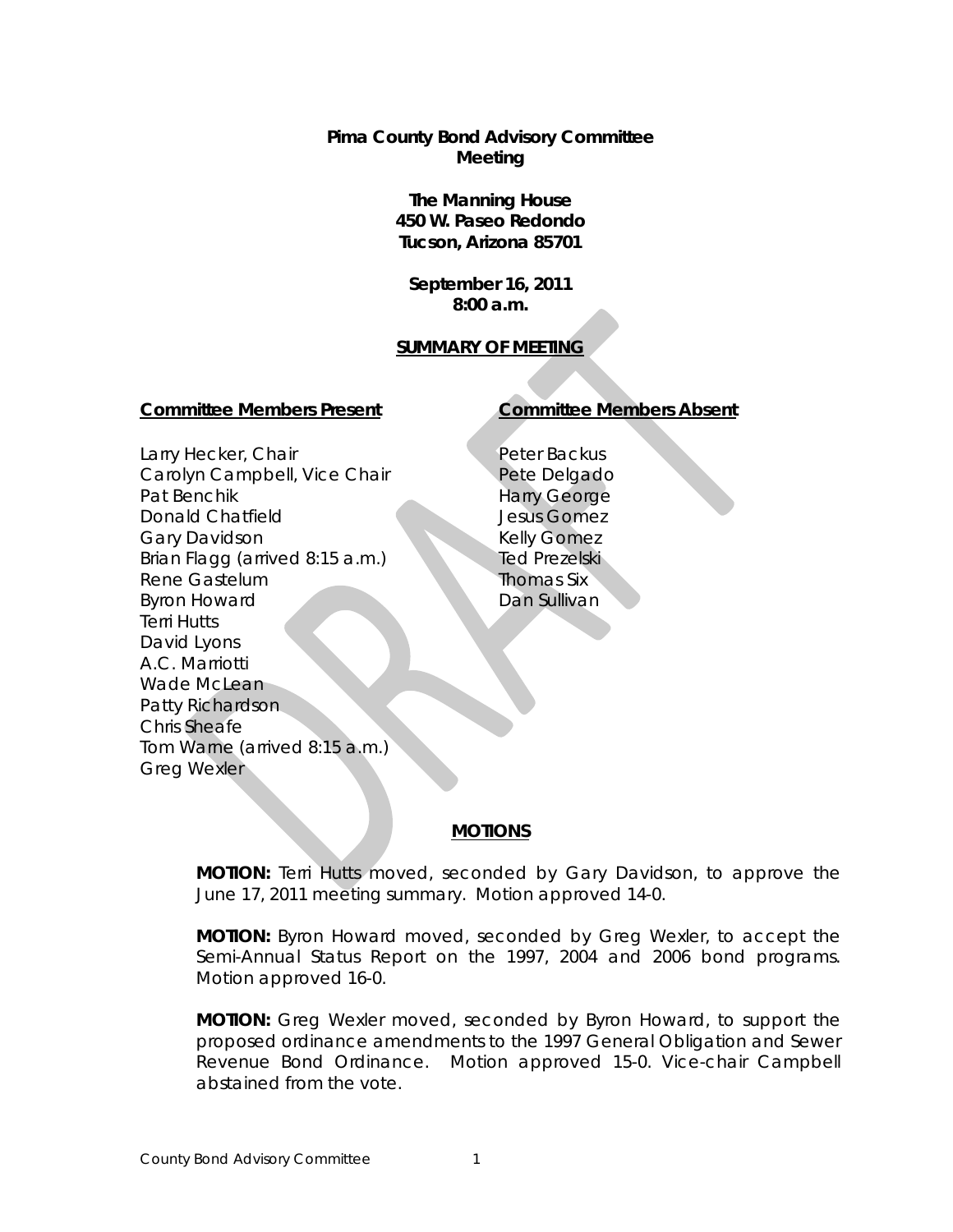**Pima County Bond Advisory Committee Meeting**

**The Manning House**
**450 W. Paseo Redondo**
**Tucson, Arizona 85701**

**September 16, 2011**
**8:00 a.m.**

## SUMMARY OF MEETING

| Committee Members Present | Committee Members Absent |
|---|---|
| Larry Hecker, Chair | Peter Backus |
| Carolyn Campbell, Vice Chair | Pete Delgado |
| Pat Benchik | Harry George |
| Donald Chatfield | Jesus Gomez |
| Gary Davidson | Kelly Gomez |
| Brian Flagg (arrived 8:15 a.m.) | Ted Prezelski |
| Rene Gastelum | Thomas Six |
| Byron Howard | Dan Sullivan |
| Terri Hutts | |
| David Lyons | |
| A.C. Marriotti | |
| Wade McLean | |
| Patty Richardson | |
| Chris Sheafe | |
| Tom Warne (arrived 8:15 a.m.) | |
| Greg Wexler | |

## MOTIONS

**MOTION:** Terri Hutts moved, seconded by Gary Davidson, to approve the June 17, 2011 meeting summary. Motion approved 14-0.

**MOTION:** Byron Howard moved, seconded by Greg Wexler, to accept the Semi-Annual Status Report on the 1997, 2004 and 2006 bond programs. Motion approved 16-0.

**MOTION:** Greg Wexler moved, seconded by Byron Howard, to support the proposed ordinance amendments to the 1997 General Obligation and Sewer Revenue Bond Ordinance. Motion approved 15-0. Vice-chair Campbell abstained from the vote.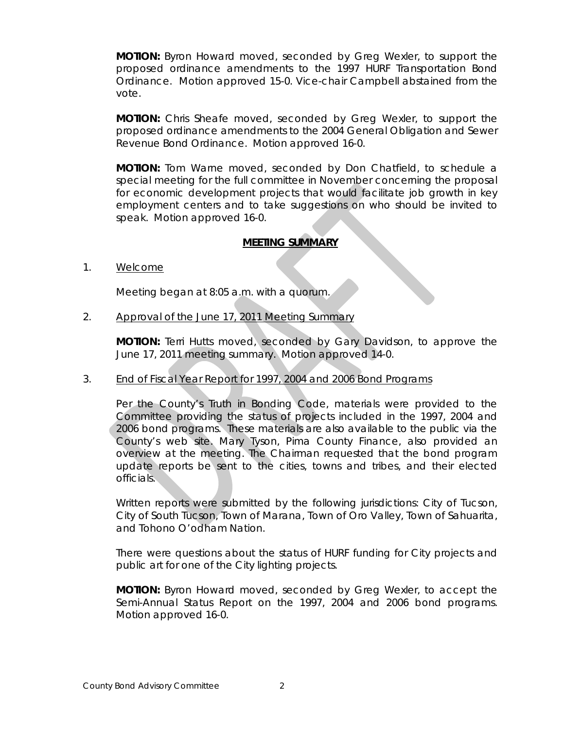**MOTION:** Byron Howard moved, seconded by Greg Wexler, to support the proposed ordinance amendments to the 1997 HURF Transportation Bond Ordinance. Motion approved 15-0. Vice-chair Campbell abstained from the vote.

**MOTION:** Chris Sheafe moved, seconded by Greg Wexler, to support the proposed ordinance amendments to the 2004 General Obligation and Sewer Revenue Bond Ordinance. Motion approved 16-0.

**MOTION:** Tom Warne moved, seconded by Don Chatfield, to schedule a special meeting for the full committee in November concerning the proposal for economic development projects that would facilitate job growth in key employment centers and to take suggestions on who should be invited to speak. Motion approved 16-0.

## MEETING SUMMARY

1. Welcome

   Meeting began at 8:05 a.m. with a quorum.

2. Approval of the June 17, 2011 Meeting Summary

   **MOTION:** Terri Hutts moved, seconded by Gary Davidson, to approve the June 17, 2011 meeting summary. Motion approved 14-0.

3. End of Fiscal Year Report for 1997, 2004 and 2006 Bond Programs

   Per the County's Truth in Bonding Code, materials were provided to the Committee providing the status of projects included in the 1997, 2004 and 2006 bond programs. These materials are also available to the public via the County's web site. Mary Tyson, Pima County Finance, also provided an overview at the meeting. The Chairman requested that the bond program update reports be sent to the cities, towns and tribes, and their elected officials.

   Written reports were submitted by the following jurisdictions: City of Tucson, City of South Tucson, Town of Marana, Town of Oro Valley, Town of Sahuarita, and Tohono O'odham Nation.

   There were questions about the status of HURF funding for City projects and public art for one of the City lighting projects.

   **MOTION:** Byron Howard moved, seconded by Greg Wexler, to accept the Semi-Annual Status Report on the 1997, 2004 and 2006 bond programs. Motion approved 16-0.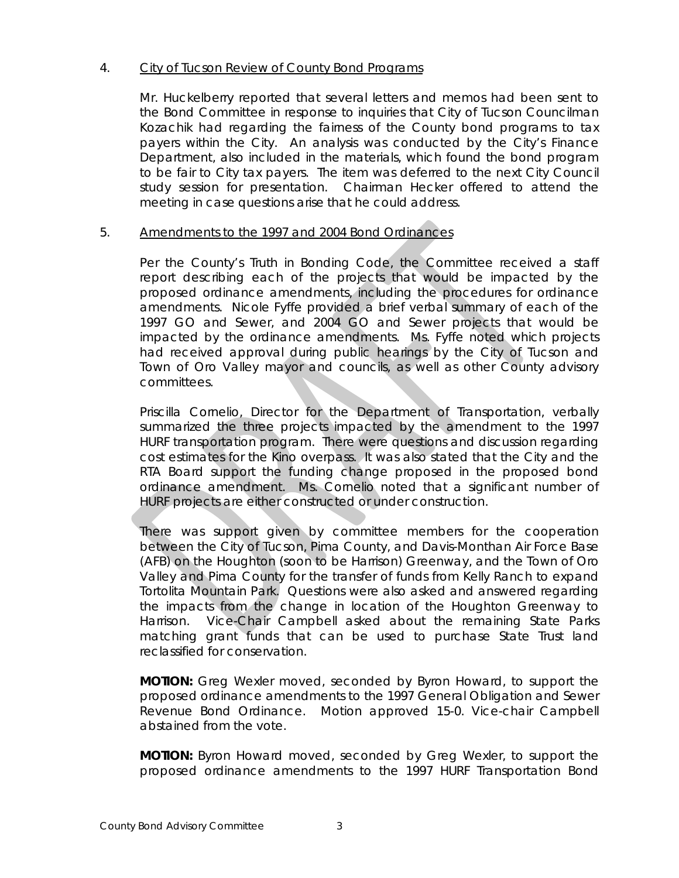4. <u>City of Tucson Review of County Bond Programs</u>

Mr. Huckelberry reported that several letters and memos had been sent to the Bond Committee in response to inquiries that City of Tucson Councilman Kozachik had regarding the fairness of the County bond programs to tax payers within the City. An analysis was conducted by the City's Finance Department, also included in the materials, which found the bond program to be fair to City tax payers. The item was deferred to the next City Council study session for presentation. Chairman Hecker offered to attend the meeting in case questions arise that he could address.

5. <u>Amendments to the 1997 and 2004 Bond Ordinances</u>

Per the County's Truth in Bonding Code, the Committee received a staff report describing each of the projects that would be impacted by the proposed ordinance amendments, including the procedures for ordinance amendments. Nicole Fyffe provided a brief verbal summary of each of the 1997 GO and Sewer, and 2004 GO and Sewer projects that would be impacted by the ordinance amendments. Ms. Fyffe noted which projects had received approval during public hearings by the City of Tucson and Town of Oro Valley mayor and councils, as well as other County advisory committees.

Priscilla Cornelio, Director for the Department of Transportation, verbally summarized the three projects impacted by the amendment to the 1997 HURF transportation program. There were questions and discussion regarding cost estimates for the Kino overpass. It was also stated that the City and the RTA Board support the funding change proposed in the proposed bond ordinance amendment. Ms. Cornelio noted that a significant number of HURF projects are either constructed or under construction.

There was support given by committee members for the cooperation between the City of Tucson, Pima County, and Davis-Monthan Air Force Base (AFB) on the Houghton (soon to be Harrison) Greenway, and the Town of Oro Valley and Pima County for the transfer of funds from Kelly Ranch to expand Tortolita Mountain Park. Questions were also asked and answered regarding the impacts from the change in location of the Houghton Greenway to Harrison. Vice-Chair Campbell asked about the remaining State Parks matching grant funds that can be used to purchase State Trust land reclassified for conservation.

**MOTION:** Greg Wexler moved, seconded by Byron Howard, to support the proposed ordinance amendments to the 1997 General Obligation and Sewer Revenue Bond Ordinance. Motion approved 15-0. Vice-chair Campbell abstained from the vote.

**MOTION:** Byron Howard moved, seconded by Greg Wexler, to support the proposed ordinance amendments to the 1997 HURF Transportation Bond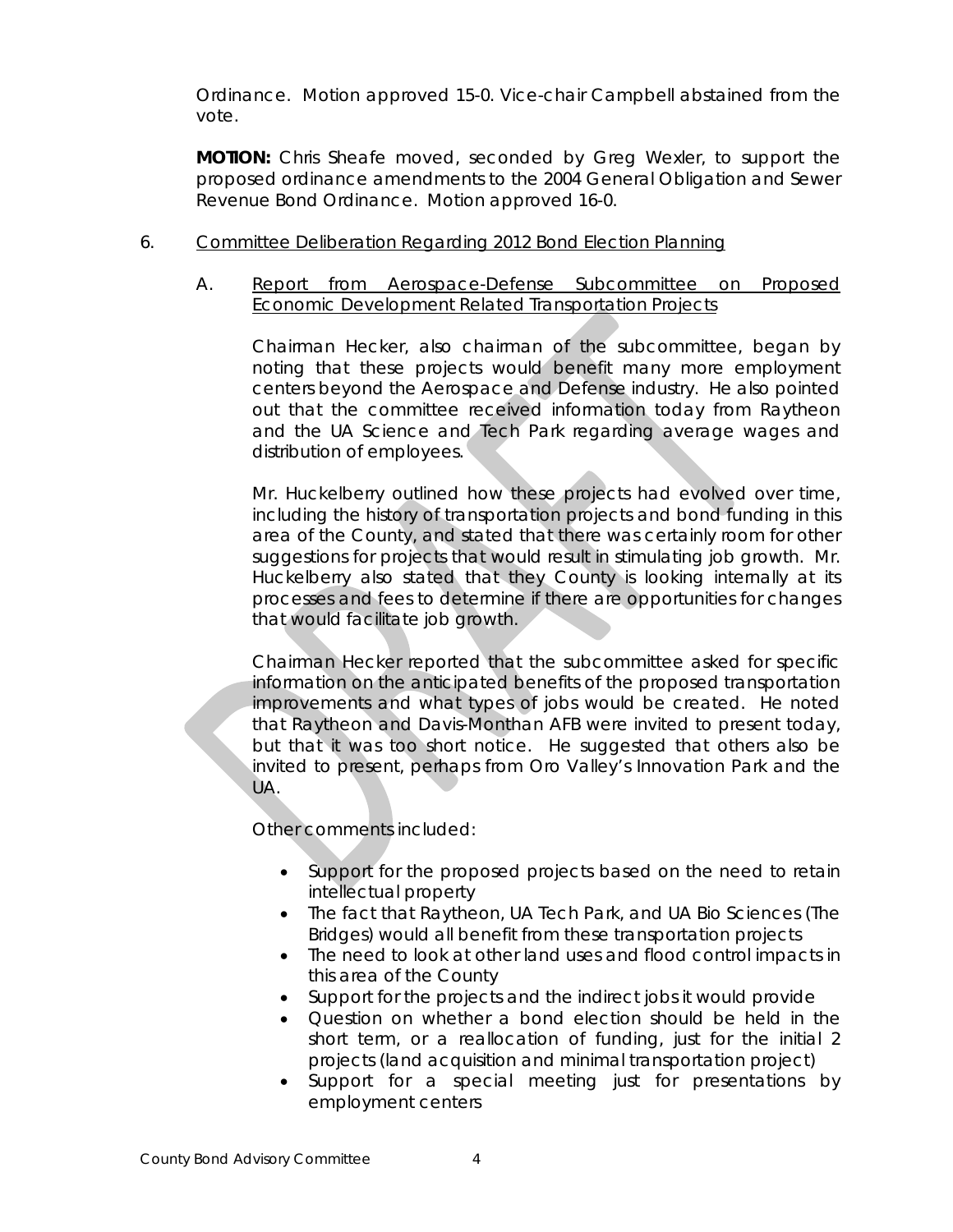Ordinance. Motion approved 15-0. Vice-chair Campbell abstained from the vote.

**MOTION:** Chris Sheafe moved, seconded by Greg Wexler, to support the proposed ordinance amendments to the 2004 General Obligation and Sewer Revenue Bond Ordinance. Motion approved 16-0.

6. Committee Deliberation Regarding 2012 Bond Election Planning

   A. Report from Aerospace-Defense Subcommittee on Proposed Economic Development Related Transportation Projects

   Chairman Hecker, also chairman of the subcommittee, began by noting that these projects would benefit many more employment centers beyond the Aerospace and Defense industry. He also pointed out that the committee received information today from Raytheon and the UA Science and Tech Park regarding average wages and distribution of employees.

   Mr. Huckelberry outlined how these projects had evolved over time, including the history of transportation projects and bond funding in this area of the County, and stated that there was certainly room for other suggestions for projects that would result in stimulating job growth. Mr. Huckelberry also stated that they County is looking internally at its processes and fees to determine if there are opportunities for changes that would facilitate job growth.

   Chairman Hecker reported that the subcommittee asked for specific information on the anticipated benefits of the proposed transportation improvements and what types of jobs would be created. He noted that Raytheon and Davis-Monthan AFB were invited to present today, but that it was too short notice. He suggested that others also be invited to present, perhaps from Oro Valley's Innovation Park and the UA.

   Other comments included:

   - Support for the proposed projects based on the need to retain intellectual property
   - The fact that Raytheon, UA Tech Park, and UA Bio Sciences (The Bridges) would all benefit from these transportation projects
   - The need to look at other land uses and flood control impacts in this area of the County
   - Support for the projects and the indirect jobs it would provide
   - Question on whether a bond election should be held in the short term, or a reallocation of funding, just for the initial 2 projects (land acquisition and minimal transportation project)
   - Support for a special meeting just for presentations by employment centers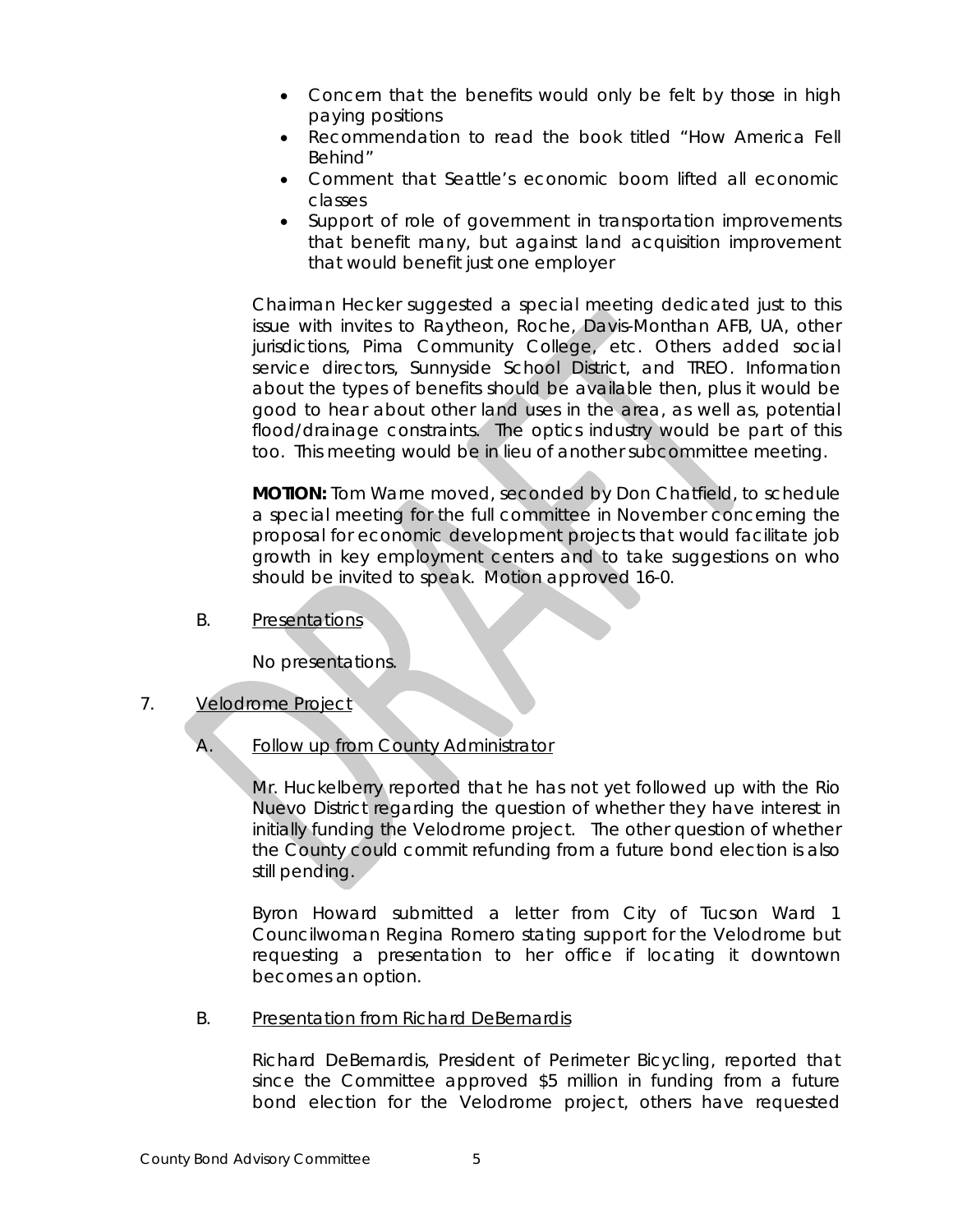- Concern that the benefits would only be felt by those in high paying positions
- Recommendation to read the book titled "How America Fell Behind"
- Comment that Seattle's economic boom lifted all economic classes
- Support of role of government in transportation improvements that benefit many, but against land acquisition improvement that would benefit just one employer

Chairman Hecker suggested a special meeting dedicated just to this issue with invites to Raytheon, Roche, Davis-Monthan AFB, UA, other jurisdictions, Pima Community College, etc. Others added social service directors, Sunnyside School District, and TREO. Information about the types of benefits should be available then, plus it would be good to hear about other land uses in the area, as well as, potential flood/drainage constraints. The optics industry would be part of this too. This meeting would be in lieu of another subcommittee meeting.

**MOTION:** Tom Warne moved, seconded by Don Chatfield, to schedule a special meeting for the full committee in November concerning the proposal for economic development projects that would facilitate job growth in key employment centers and to take suggestions on who should be invited to speak. Motion approved 16-0.

B. Presentations

No presentations.

7. Velodrome Project

A. Follow up from County Administrator

Mr. Huckelberry reported that he has not yet followed up with the Rio Nuevo District regarding the question of whether they have interest in initially funding the Velodrome project. The other question of whether the County could commit refunding from a future bond election is also still pending.

Byron Howard submitted a letter from City of Tucson Ward 1 Councilwoman Regina Romero stating support for the Velodrome but requesting a presentation to her office if locating it downtown becomes an option.

B. Presentation from Richard DeBernardis

Richard DeBernardis, President of Perimeter Bicycling, reported that since the Committee approved $5 million in funding from a future bond election for the Velodrome project, others have requested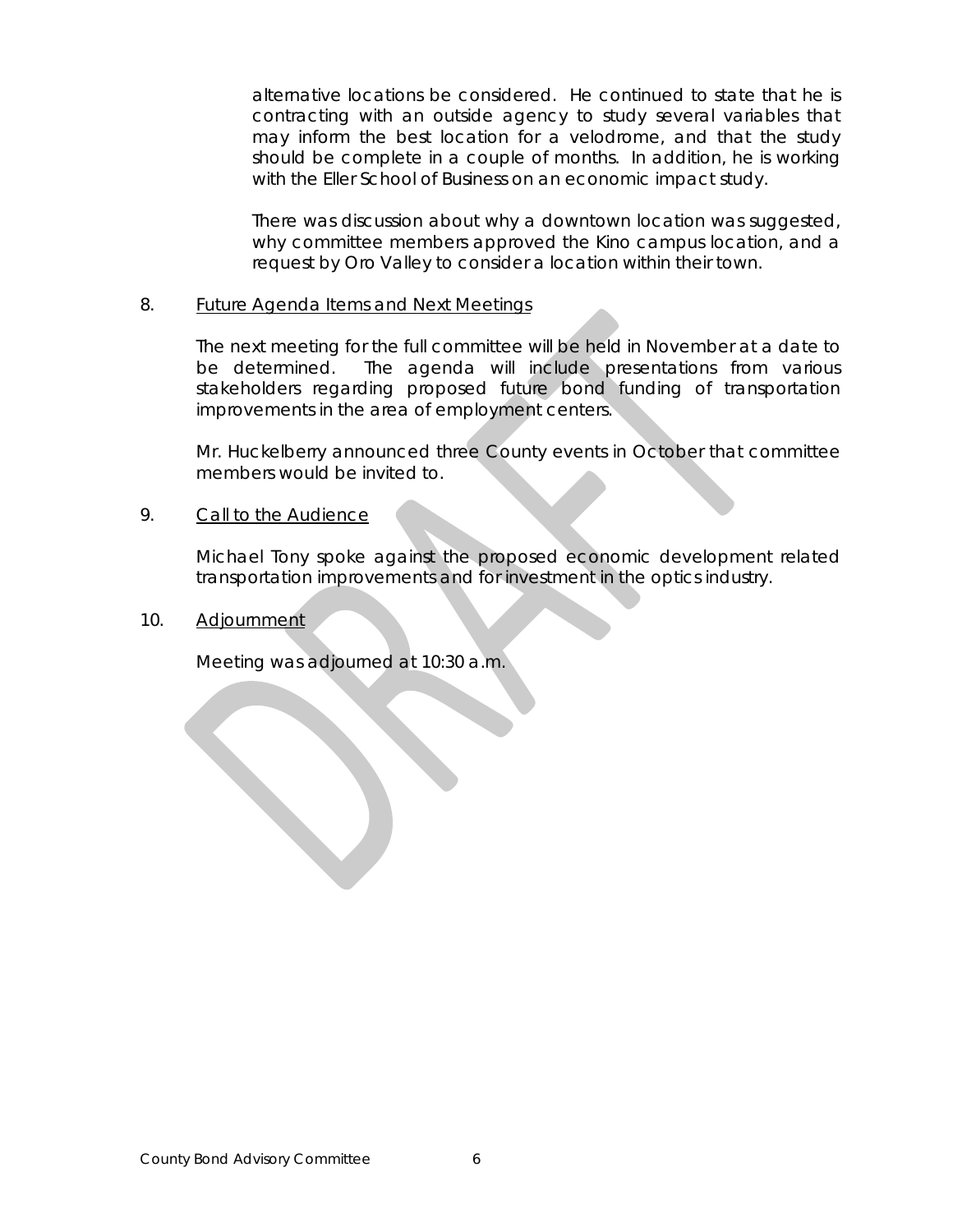alternative locations be considered. He continued to state that he is contracting with an outside agency to study several variables that may inform the best location for a velodrome, and that the study should be complete in a couple of months. In addition, he is working with the Eller School of Business on an economic impact study.

There was discussion about why a downtown location was suggested, why committee members approved the Kino campus location, and a request by Oro Valley to consider a location within their town.

8. Future Agenda Items and Next Meetings

The next meeting for the full committee will be held in November at a date to be determined. The agenda will include presentations from various stakeholders regarding proposed future bond funding of transportation improvements in the area of employment centers.

Mr. Huckelberry announced three County events in October that committee members would be invited to.

9. Call to the Audience

Michael Tony spoke against the proposed economic development related transportation improvements and for investment in the optics industry.

10. Adjournment

Meeting was adjourned at 10:30 a.m.